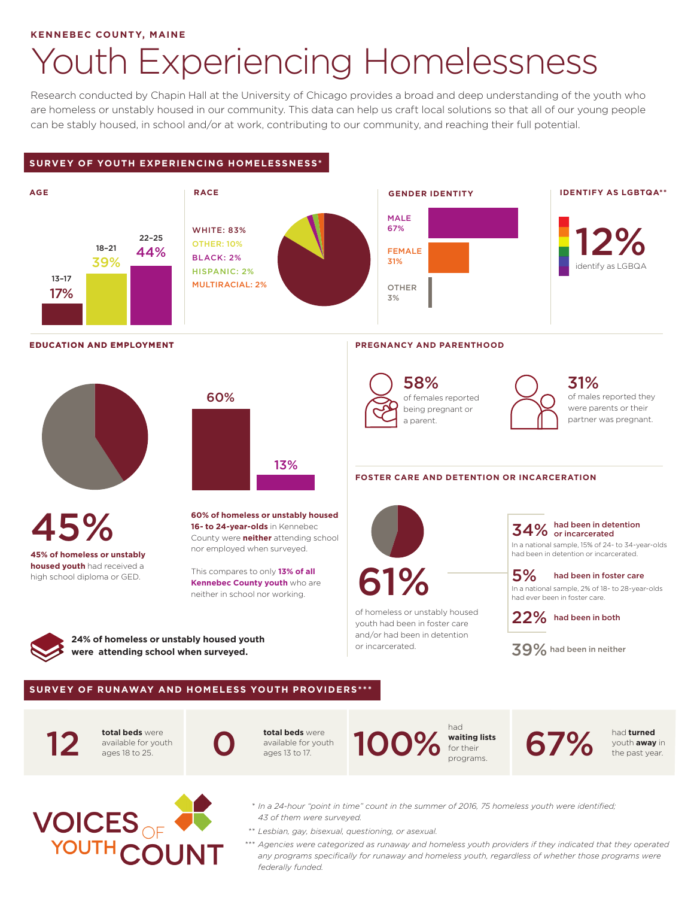KENNEBEC COUNTY, MAINE

# Youth Experiencing Homelessness

Research conducted by Chapin Hall at the University of Chicago provides a broad and deep understanding of the youth who are homeless or unstably housed in our community. This data can help us craft local solutions so that all of our young people can be stably housed, in school and/or at work, contributing to our community, and reaching their full potential.

## SURVEY OF YOUTH EXPERIENCING HOMELESSNESS*

### AGE

- 13–17: 17%
- 18–21: 39%
- 22–25: 44%

### RACE

- WHITE: 83%
- OTHER: 10%
- BLACK: 2%
- HISPANIC: 2%
- MULTIRACIAL: 2%

### GENDER IDENTITY

- MALE: 67%
- FEMALE: 31%
- OTHER: 3%

### IDENTIFY AS LGBTQA**

**12%** identify as LGBQA

### EDUCATION AND EMPLOYMENT

**45%**

**45% of homeless or unstably housed youth** had received a high school diploma or GED.

60% | 13%

**60% of homeless or unstably housed 16- to 24-year-olds** in Kennebec County were **neither** attending school nor employed when surveyed.

This compares to only **13% of all Kennebec County youth** who are neither in school nor working.

**24% of homeless or unstably housed youth were attending school when surveyed.**

### PREGNANCY AND PARENTHOOD

**58%** of females reported being pregnant or a parent.

**31%** of males reported they were parents or their partner was pregnant.

### FOSTER CARE AND DETENTION OR INCARCERATION

**61%** of homeless or unstably housed youth had been in foster care and/or had been in detention or incarceration.

- **34%** had been in detention or incarcerated
  In a national sample, 15% of 24- to 34-year-olds had been in detention or incarcerated.
- **5%** had been in foster care
  In a national sample, 2% of 18- to 28-year-olds had ever been in foster care.
- **22%** had been in both
- **39%** had been in neither

## SURVEY OF RUNAWAY AND HOMELESS YOUTH PROVIDERS***

- **12** **total beds** were available for youth ages 18 to 25.
- **0** **total beds** were available for youth ages 13 to 17.
- **100%** had **waiting lists** for their programs.
- **67%** had **turned** youth **away** in the past year.

VOICES OF YOUTH COUNT

\* *In a 24-hour "point in time" count in the summer of 2016, 75 homeless youth were identified; 43 of them were surveyed.*

** *Lesbian, gay, bisexual, questioning, or asexual.*

*** *Agencies were categorized as runaway and homeless youth providers if they indicated that they operated any programs specifically for runaway and homeless youth, regardless of whether those programs were federally funded.*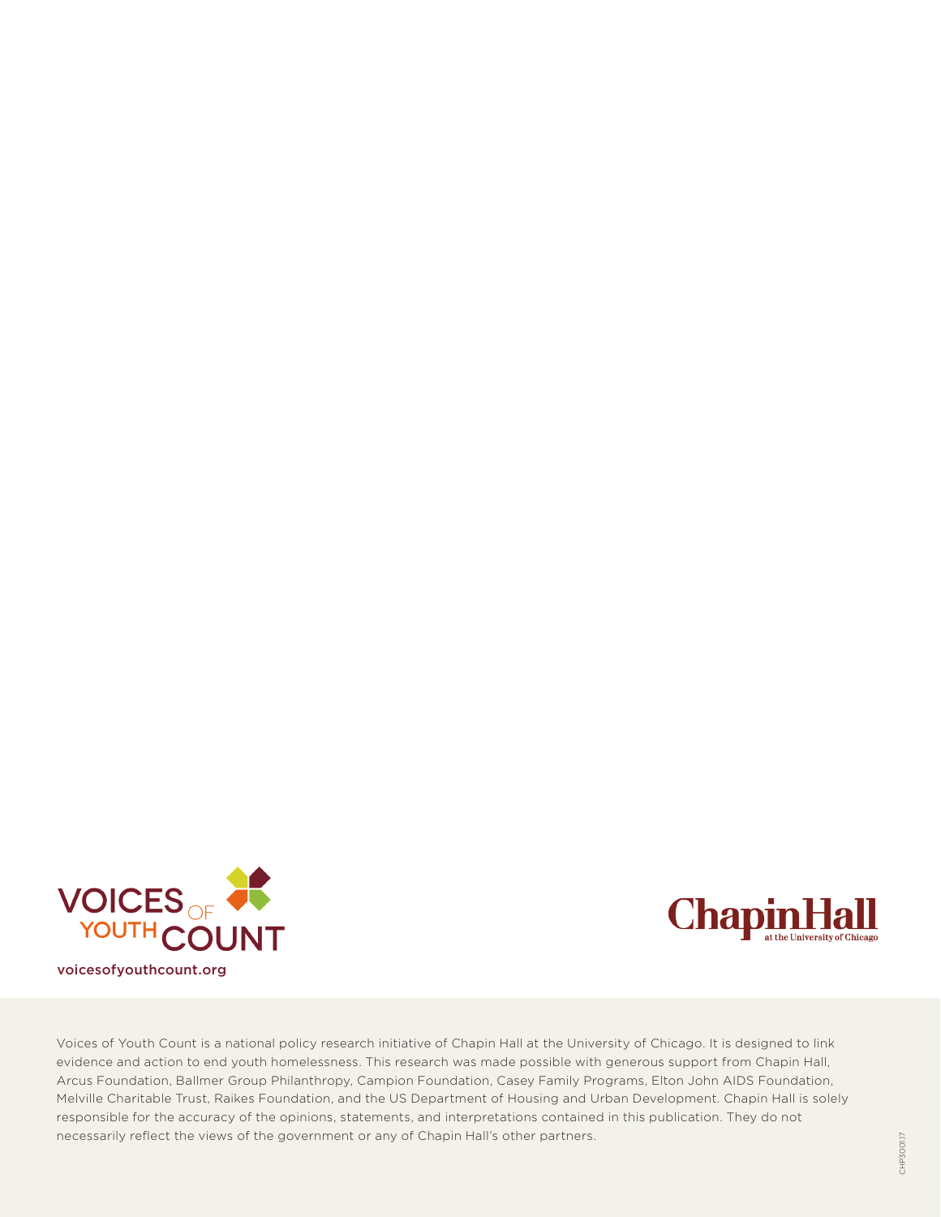VOICES OF YOUTH COUNT

voicesofyouthcount.org

Chapin Hall at the University of Chicago

Voices of Youth Count is a national policy research initiative of Chapin Hall at the University of Chicago. It is designed to link evidence and action to end youth homelessness. This research was made possible with generous support from Chapin Hall, Arcus Foundation, Ballmer Group Philanthropy, Campion Foundation, Casey Family Programs, Elton John AIDS Foundation, Melville Charitable Trust, Raikes Foundation, and the US Department of Housing and Urban Development. Chapin Hall is solely responsible for the accuracy of the opinions, statements, and interpretations contained in this publication. They do not necessarily reflect the views of the government or any of Chapin Hall's other partners.

CHP300117